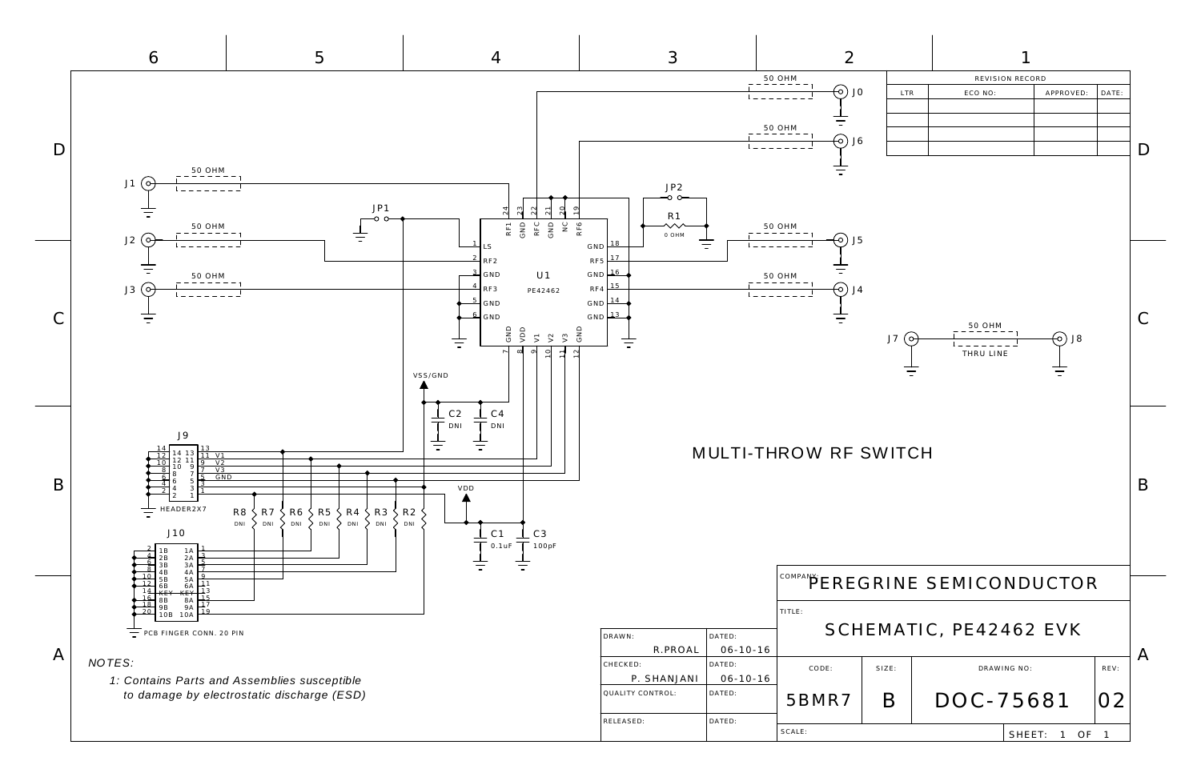# MULTI-THROW RF SWITCH

| REVISION RECORD | | | |
|---|---|---|---|
| LTR | ECO NO: | APPROVED: | DATE: |
| | | | |
| | | | |
| | | | |
| | | | |

*NOTES:*

*1: Contains Parts and Assemblies susceptible to damage by electrostatic discharge (ESD)*

| | | | | | |
|---|---|---|---|---|---|
| DRAWN: R.PROAL | DATED: 06-10-16 | COMPANY: PEREGRINE SEMICONDUCTOR | | | |
| CHECKED: P. SHANJANI | DATED: 06-10-16 | TITLE: SCHEMATIC, PE42462 EVK | | | |
| QUALITY CONTROL: | DATED: | CODE: 5BMR7 | SIZE: B | DRAWING NO: DOC-75681 | REV: 02 |
| RELEASED: | DATED: | SCALE: | | SHEET: 1 OF 1 | |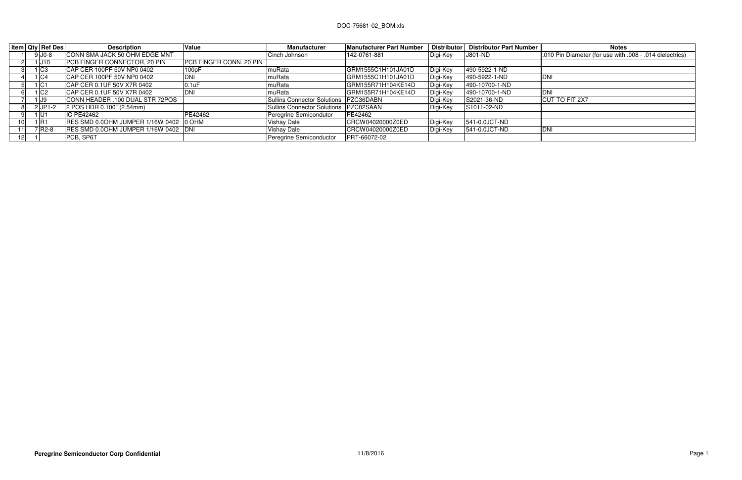| Item | Qty | Ref Des | Description | Value | Manufacturer | Manufacturer Part Number | Distributor | Distributor Part Number | Notes |
|---|---|---|---|---|---|---|---|---|---|
| 1 | 9 | J0-8 | CONN SMA JACK 50 OHM EDGE MNT | | Cinch Johnson | 142-0761-881 | Digi-Key | J801-ND | .010 Pin Diameter (for use with .008 - .014 dielectrics) |
| 2 | 1 | J10 | PCB FINGER CONNECTOR, 20 PIN | PCB FINGER CONN. 20 PIN | | | | | |
| 3 | 1 | C3 | CAP CER 100PF 50V NP0 0402 | 100pF | muRata | GRM1555C1H101JA01D | Digi-Key | 490-5922-1-ND | |
| 4 | 1 | C4 | CAP CER 100PF 50V NP0 0402 | DNI | muRata | GRM1555C1H101JA01D | Digi-Key | 490-5922-1-ND | DNI |
| 5 | 1 | C1 | CAP CER 0.1UF 50V X7R 0402 | 0.1uF | muRata | GRM155R71H104KE14D | Digi-Key | 490-10700-1-ND | |
| 6 | 1 | C2 | CAP CER 0.1UF 50V X7R 0402 | DNI | muRata | GRM155R71H104KE14D | Digi-Key | 490-10700-1-ND | DNI |
| 7 | 1 | J9 | CONN HEADER .100 DUAL STR 72POS | | Sullins Connector Solutions | PZC36DABN | Digi-Key | S2021-36-ND | CUT TO FIT 2X7 |
| 8 | 2 | JP1-2 | 2 POS HDR 0.100" (2.54mm) | | Sullins Connector Solutions | PZC02SAAN | Digi-Key | S1011-02-ND | |
| 9 | 1 | U1 | IC PE42462 | PE42462 | Peregrine Semicondutor | PE42462 | | | |
| 10 | 1 | R1 | RES SMD 0.0OHM JUMPER 1/16W 0402 | 0 OHM | Vishay Dale | CRCW04020000Z0ED | Digi-Key | 541-0.0JCT-ND | |
| 11 | 7 | R2-8 | RES SMD 0.0OHM JUMPER 1/16W 0402 | DNI | Vishay Dale | CRCW04020000Z0ED | Digi-Key | 541-0.0JCT-ND | DNI |
| 12 | 1 | | PCB, SP6T | | Peregrine Semiconductor | PRT-66072-02 | | | |

**Peregrine Semiconductor Corp Confidential**

11/8/2016